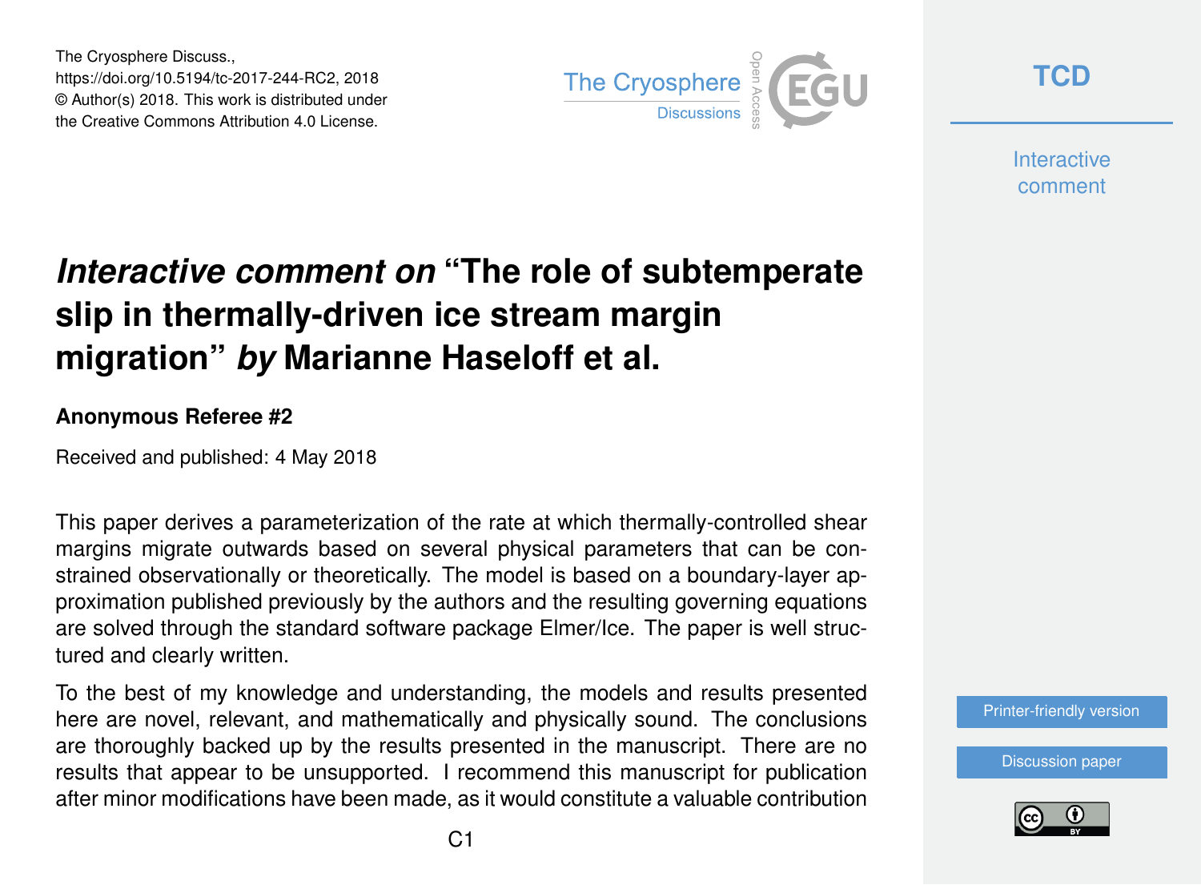# *Interactive comment on* "The role of subtemperate slip in thermally-driven ice stream margin migration" *by* Marianne Haseloff et al.

**Anonymous Referee #2**

Received and published: 4 May 2018

This paper derives a parameterization of the rate at which thermally-controlled shear margins migrate outwards based on several physical parameters that can be constrained observationally or theoretically. The model is based on a boundary-layer approximation published previously by the authors and the resulting governing equations are solved through the standard software package Elmer/Ice. The paper is well structured and clearly written.

To the best of my knowledge and understanding, the models and results presented here are novel, relevant, and mathematically and physically sound. The conclusions are thoroughly backed up by the results presented in the manuscript. There are no results that appear to be unsupported. I recommend this manuscript for publication after minor modifications have been made, as it would constitute a valuable contribution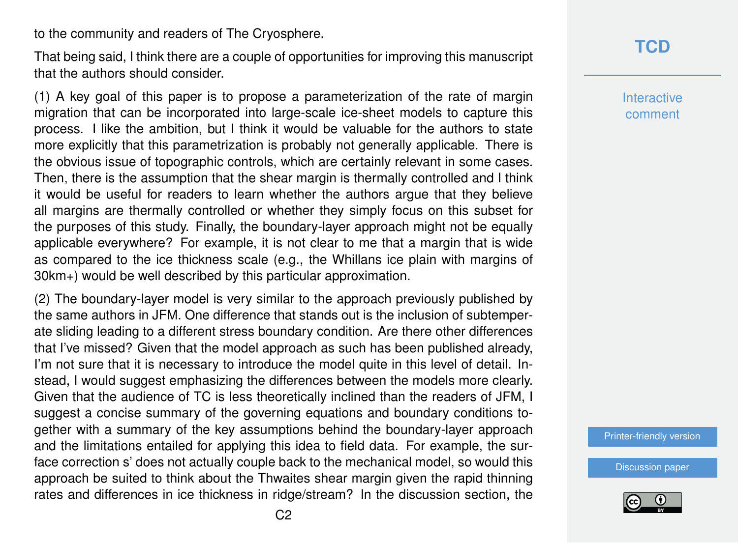to the community and readers of The Cryosphere.

That being said, I think there are a couple of opportunities for improving this manuscript that the authors should consider.

(1) A key goal of this paper is to propose a parameterization of the rate of margin migration that can be incorporated into large-scale ice-sheet models to capture this process. I like the ambition, but I think it would be valuable for the authors to state more explicitly that this parametrization is probably not generally applicable. There is the obvious issue of topographic controls, which are certainly relevant in some cases. Then, there is the assumption that the shear margin is thermally controlled and I think it would be useful for readers to learn whether the authors argue that they believe all margins are thermally controlled or whether they simply focus on this subset for the purposes of this study. Finally, the boundary-layer approach might not be equally applicable everywhere? For example, it is not clear to me that a margin that is wide as compared to the ice thickness scale (e.g., the Whillans ice plain with margins of 30km+) would be well described by this particular approximation.

(2) The boundary-layer model is very similar to the approach previously published by the same authors in JFM. One difference that stands out is the inclusion of subtemperate sliding leading to a different stress boundary condition. Are there other differences that I've missed? Given that the model approach as such has been published already, I'm not sure that it is necessary to introduce the model quite in this level of detail. Instead, I would suggest emphasizing the differences between the models more clearly. Given that the audience of TC is less theoretically inclined than the readers of JFM, I suggest a concise summary of the governing equations and boundary conditions together with a summary of the key assumptions behind the boundary-layer approach and the limitations entailed for applying this idea to field data. For example, the surface correction s' does not actually couple back to the mechanical model, so would this approach be suited to think about the Thwaites shear margin given the rapid thinning rates and differences in ice thickness in ridge/stream? In the discussion section, the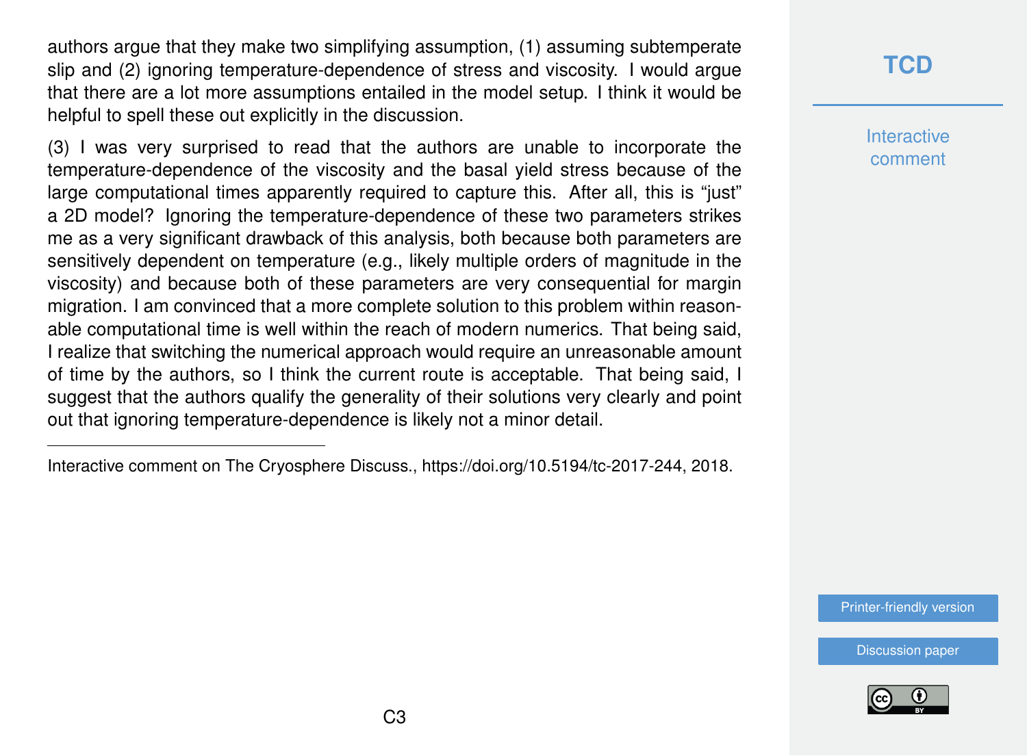authors argue that they make two simplifying assumption, (1) assuming subtemperate slip and (2) ignoring temperature-dependence of stress and viscosity. I would argue that there are a lot more assumptions entailed in the model setup. I think it would be helpful to spell these out explicitly in the discussion.

(3) I was very surprised to read that the authors are unable to incorporate the temperature-dependence of the viscosity and the basal yield stress because of the large computational times apparently required to capture this. After all, this is "just" a 2D model? Ignoring the temperature-dependence of these two parameters strikes me as a very significant drawback of this analysis, both because both parameters are sensitively dependent on temperature (e.g., likely multiple orders of magnitude in the viscosity) and because both of these parameters are very consequential for margin migration. I am convinced that a more complete solution to this problem within reasonable computational time is well within the reach of modern numerics. That being said, I realize that switching the numerical approach would require an unreasonable amount of time by the authors, so I think the current route is acceptable. That being said, I suggest that the authors qualify the generality of their solutions very clearly and point out that ignoring temperature-dependence is likely not a minor detail.

---

Interactive comment on The Cryosphere Discuss., https://doi.org/10.5194/tc-2017-244, 2018.